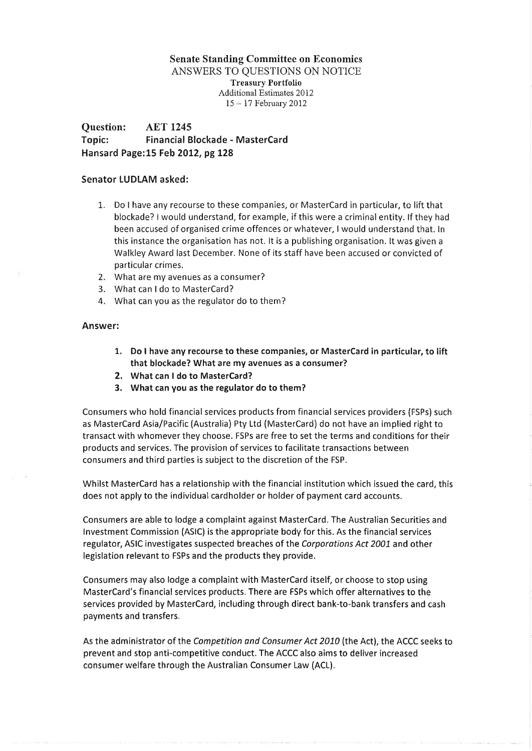**Senate Standing Committee on Economics**

ANSWERS TO QUESTIONS ON NOTICE

**Treasury Portfolio**

Additional Estimates 2012

15 – 17 February 2012

**Question:** **AET 1245**

**Topic:** **Financial Blockade - MasterCard**

**Hansard Page: 15 Feb 2012, pg 128**

**Senator LUDLAM asked:**

1. Do I have any recourse to these companies, or MasterCard in particular, to lift that blockade? I would understand, for example, if this were a criminal entity. If they had been accused of organised crime offences or whatever, I would understand that. In this instance the organisation has not. It is a publishing organisation. It was given a Walkley Award last December. None of its staff have been accused or convicted of particular crimes.
2. What are my avenues as a consumer?
3. What can I do to MasterCard?
4. What can you as the regulator do to them?

**Answer:**

1. **Do I have any recourse to these companies, or MasterCard in particular, to lift that blockade? What are my avenues as a consumer?**
2. **What can I do to MasterCard?**
3. **What can you as the regulator do to them?**

Consumers who hold financial services products from financial services providers (FSPs) such as MasterCard Asia/Pacific (Australia) Pty Ltd (MasterCard) do not have an implied right to transact with whomever they choose. FSPs are free to set the terms and conditions for their products and services. The provision of services to facilitate transactions between consumers and third parties is subject to the discretion of the FSP.

Whilst MasterCard has a relationship with the financial institution which issued the card, this does not apply to the individual cardholder or holder of payment card accounts.

Consumers are able to lodge a complaint against MasterCard. The Australian Securities and Investment Commission (ASIC) is the appropriate body for this. As the financial services regulator, ASIC investigates suspected breaches of the *Corporations Act 2001* and other legislation relevant to FSPs and the products they provide.

Consumers may also lodge a complaint with MasterCard itself, or choose to stop using MasterCard's financial services products. There are FSPs which offer alternatives to the services provided by MasterCard, including through direct bank-to-bank transfers and cash payments and transfers.

As the administrator of the *Competition and Consumer Act 2010* (the Act), the ACCC seeks to prevent and stop anti-competitive conduct. The ACCC also aims to deliver increased consumer welfare through the Australian Consumer Law (ACL).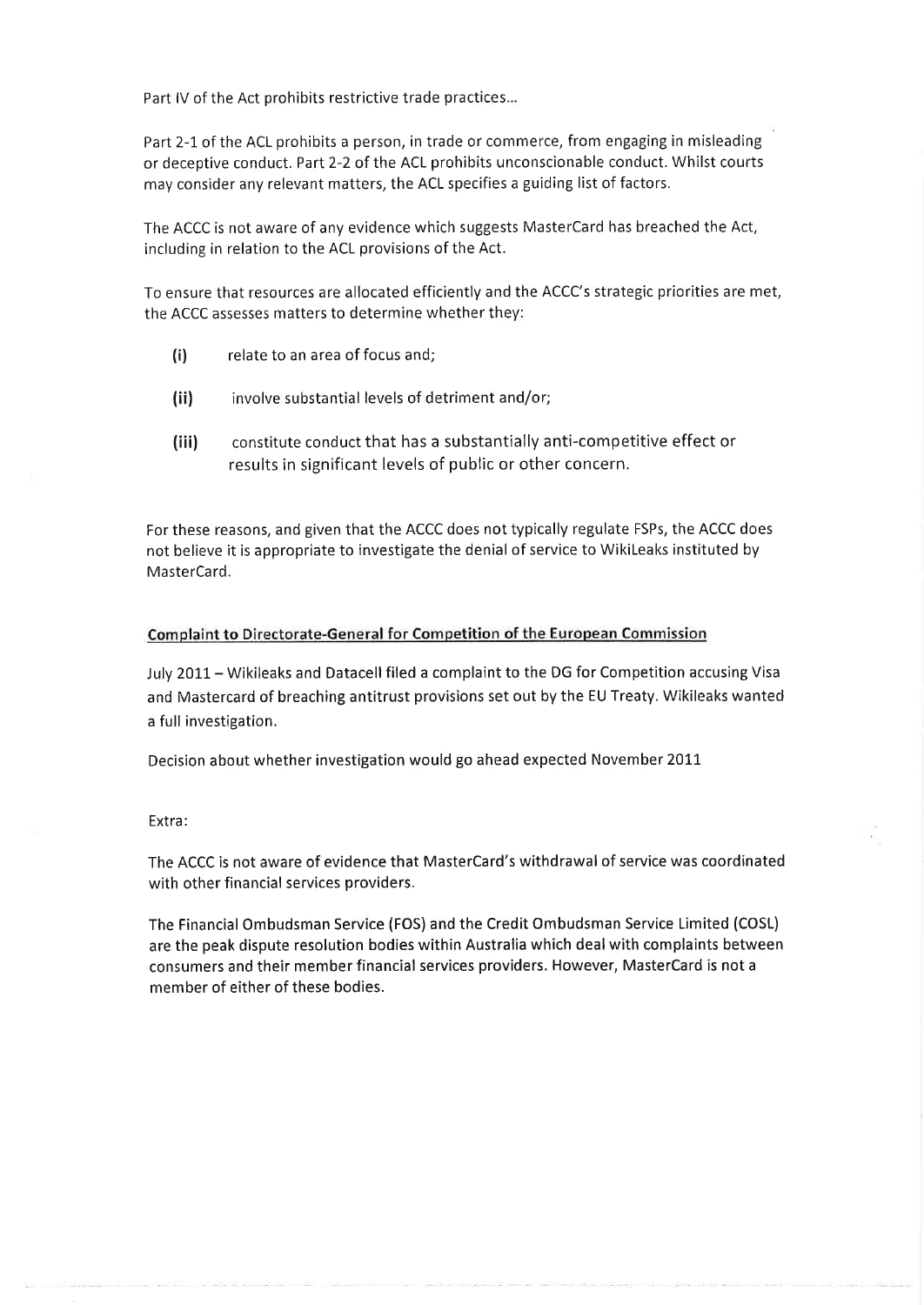Part IV of the Act prohibits restrictive trade practices...

Part 2-1 of the ACL prohibits a person, in trade or commerce, from engaging in misleading or deceptive conduct. Part 2-2 of the ACL prohibits unconscionable conduct. Whilst courts may consider any relevant matters, the ACL specifies a guiding list of factors.

The ACCC is not aware of any evidence which suggests MasterCard has breached the Act, including in relation to the ACL provisions of the Act.

To ensure that resources are allocated efficiently and the ACCC's strategic priorities are met, the ACCC assesses matters to determine whether they:

(i) relate to an area of focus and;

(ii) involve substantial levels of detriment and/or;

(iii) constitute conduct that has a substantially anti-competitive effect or results in significant levels of public or other concern.

For these reasons, and given that the ACCC does not typically regulate FSPs, the ACCC does not believe it is appropriate to investigate the denial of service to WikiLeaks instituted by MasterCard.

**Complaint to Directorate-General for Competition of the European Commission**

July 2011 – Wikileaks and Datacell filed a complaint to the DG for Competition accusing Visa and Mastercard of breaching antitrust provisions set out by the EU Treaty. Wikileaks wanted a full investigation.

Decision about whether investigation would go ahead expected November 2011

Extra:

The ACCC is not aware of evidence that MasterCard's withdrawal of service was coordinated with other financial services providers.

The Financial Ombudsman Service (FOS) and the Credit Ombudsman Service Limited (COSL) are the peak dispute resolution bodies within Australia which deal with complaints between consumers and their member financial services providers. However, MasterCard is not a member of either of these bodies.